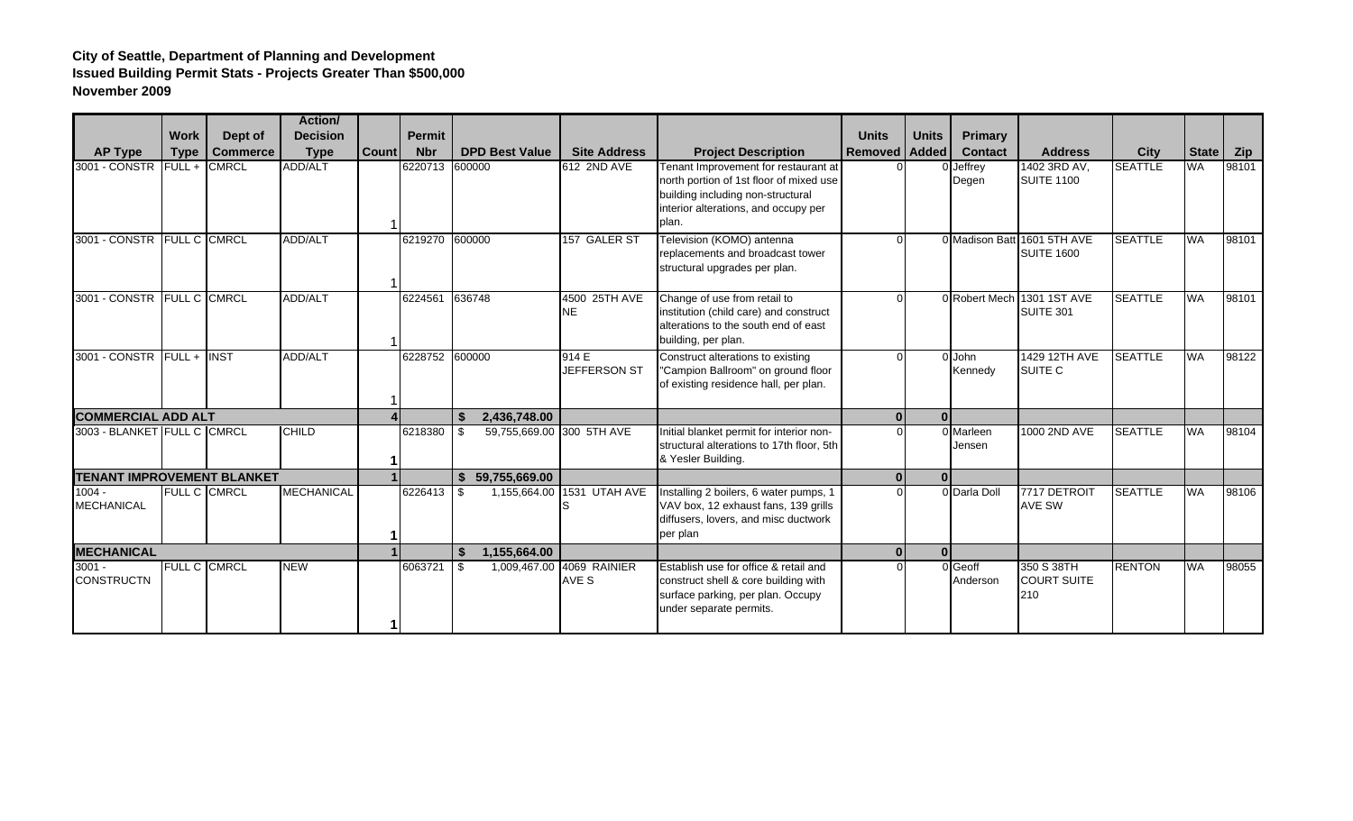**City of Seattle, Department of Planning and Development**
**Issued Building Permit Stats - Projects Greater Than $500,000**
**November 2009**

| AP Type | Work Type | Dept of Commerce | Action/ Decision Type | Count | Permit Nbr | DPD Best Value | Site Address | Project Description | Units Removed | Units Added | Primary Contact | Address | City | State | Zip |
|---|---|---|---|---|---|---|---|---|---|---|---|---|---|---|---|
| 3001 - CONSTR | FULL + | CMRCL | ADD/ALT | 1 | 6220713 | 600000 | 612 2ND AVE | Tenant Improvement for restaurant at north portion of 1st floor of mixed use building including non-structural interior alterations, and occupy per plan. | 0 | 0 | Jeffrey Degen | 1402 3RD AV, SUITE 1100 | SEATTLE | WA | 98101 |
| 3001 - CONSTR | FULL C | CMRCL | ADD/ALT | 1 | 6219270 | 600000 | 157 GALER ST | Television (KOMO) antenna replacements and broadcast tower structural upgrades per plan. | 0 | 0 | Madison Batt | 1601 5TH AVE SUITE 1600 | SEATTLE | WA | 98101 |
| 3001 - CONSTR | FULL C | CMRCL | ADD/ALT | 1 | 6224561 | 636748 | 4500 25TH AVE NE | Change of use from retail to institution (child care) and construct alterations to the south end of east building, per plan. | 0 | 0 | Robert Mech | 1301 1ST AVE SUITE 301 | SEATTLE | WA | 98101 |
| 3001 - CONSTR | FULL + | INST | ADD/ALT | 1 | 6228752 | 600000 | 914 E JEFFERSON ST | Construct alterations to existing "Campion Ballroom" on ground floor of existing residence hall, per plan. | 0 | 0 | John Kennedy | 1429 12TH AVE SUITE C | SEATTLE | WA | 98122 |
| **COMMERCIAL ADD ALT** | | | | **4** | | **$ 2,436,748.00** | | | **0** | **0** | | | | | |
| 3003 - BLANKET | FULL C | CMRCL | CHILD | 1 | 6218380 | $ 59,755,669.00 | 300 5TH AVE | Initial blanket permit for interior non-structural alterations to 17th floor, 5th & Yesler Building. | 0 | 0 | Marleen Jensen | 1000 2ND AVE | SEATTLE | WA | 98104 |
| **TENANT IMPROVEMENT BLANKET** | | | | **1** | | **$ 59,755,669.00** | | | **0** | **0** | | | | | |
| 1004 - MECHANICAL | FULL C | CMRCL | MECHANICAL | 1 | 6226413 | $ 1,155,664.00 | 1531 UTAH AVE S | Installing 2 boilers, 6 water pumps, 1 VAV box, 12 exhaust fans, 139 grills diffusers, lovers, and misc ductwork per plan | 0 | 0 | Darla Doll | 7717 DETROIT AVE SW | SEATTLE | WA | 98106 |
| **MECHANICAL** | | | | **1** | | **$ 1,155,664.00** | | | **0** | **0** | | | | | |
| 3001 - CONSTRUCTN | FULL C | CMRCL | NEW | 1 | 6063721 | $ 1,009,467.00 | 4069 RAINIER AVE S | Establish use for office & retail and construct shell & core building with surface parking, per plan. Occupy under separate permits. | 0 | 0 | Geoff Anderson | 350 S 38TH COURT SUITE 210 | RENTON | WA | 98055 |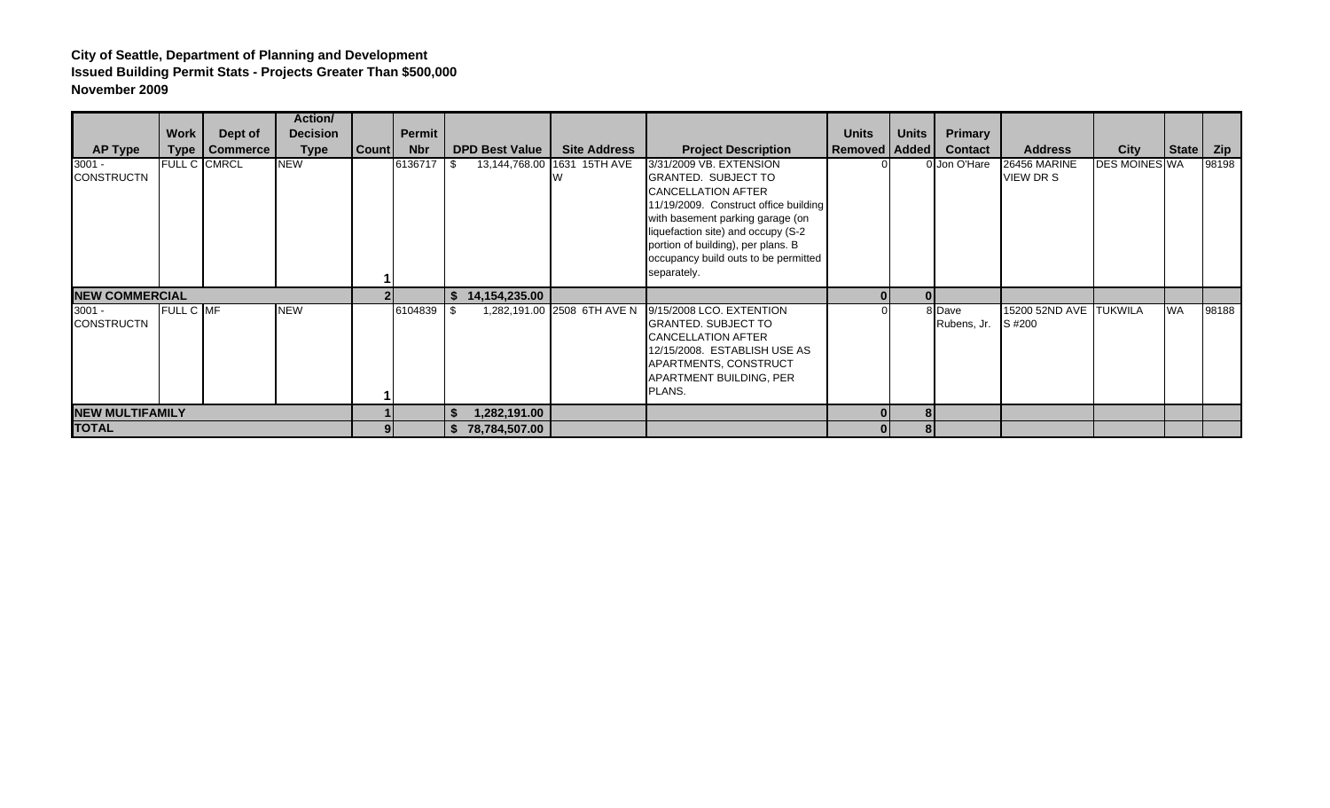**City of Seattle, Department of Planning and Development**
**Issued Building Permit Stats - Projects Greater Than $500,000**
**November 2009**

| AP Type | Work Type | Dept of Commerce | Action/ Decision Type | Count | Permit Nbr | DPD Best Value | Site Address | Project Description | Units Removed | Units Added | Primary Contact | Address | City | State | Zip |
|---|---|---|---|---|---|---|---|---|---|---|---|---|---|---|---|
| 3001 - CONSTRUCTN | FULL C | CMRCL | NEW | 1 | 6136717 | $ 13,144,768.00 | 1631 15TH AVE W | 3/31/2009 VB. EXTENSION GRANTED. SUBJECT TO CANCELLATION AFTER 11/19/2009. Construct office building with basement parking garage (on liquefaction site) and occupy (S-2 portion of building), per plans. B occupancy build outs to be permitted separately. | 0 | 0 | Jon O'Hare | 26456 MARINE VIEW DR S | DES MOINES | WA | 98198 |
| **NEW COMMERCIAL** | | | | **2** | | **$ 14,154,235.00** | | | **0** | **0** | | | | | |
| 3001 - CONSTRUCTN | FULL C | MF | NEW | 1 | 6104839 | $ 1,282,191.00 | 2508 6TH AVE N | 9/15/2008 LCO. EXTENTION GRANTED. SUBJECT TO CANCELLATION AFTER 12/15/2008. ESTABLISH USE AS APARTMENTS, CONSTRUCT APARTMENT BUILDING, PER PLANS. | 0 | 8 | Dave Rubens, Jr. | 15200 52ND AVE S #200 | TUKWILA | WA | 98188 |
| **NEW MULTIFAMILY** | | | | **1** | | **$ 1,282,191.00** | | | **0** | **8** | | | | | |
| **TOTAL** | | | | **9** | | **$ 78,784,507.00** | | | **0** | **8** | | | | | |